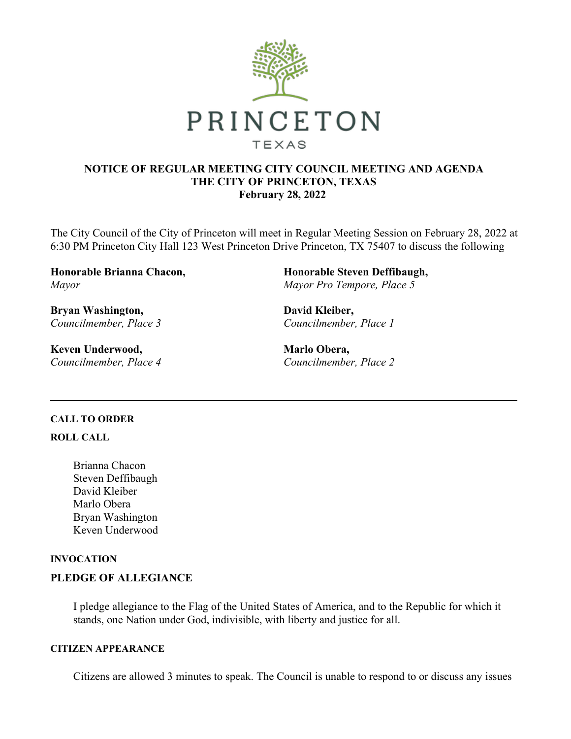PRINCETON

TEXAS

# NOTICE OF REGULAR MEETING CITY COUNCIL MEETING AND AGENDA
## THE CITY OF PRINCETON, TEXAS
### February 28, 2022

The City Council of the City of Princeton will meet in Regular Meeting Session on February 28, 2022 at 6:30 PM Princeton City Hall 123 West Princeton Drive Princeton, TX 75407 to discuss the following

**Honorable Brianna Chacon,**
*Mayor*

**Honorable Steven Deffibaugh,**
*Mayor Pro Tempore, Place 5*

**Bryan Washington,**
*Councilmember, Place 3*

**David Kleiber,**
*Councilmember, Place 1*

**Keven Underwood,**
*Councilmember, Place 4*

**Marlo Obera,**
*Councilmember, Place 2*

---

**CALL TO ORDER**

**ROLL CALL**

Brianna Chacon
Steven Deffibaugh
David Kleiber
Marlo Obera
Bryan Washington
Keven Underwood

**INVOCATION**

**PLEDGE OF ALLEGIANCE**

I pledge allegiance to the Flag of the United States of America, and to the Republic for which it stands, one Nation under God, indivisible, with liberty and justice for all.

**CITIZEN APPEARANCE**

Citizens are allowed 3 minutes to speak. The Council is unable to respond to or discuss any issues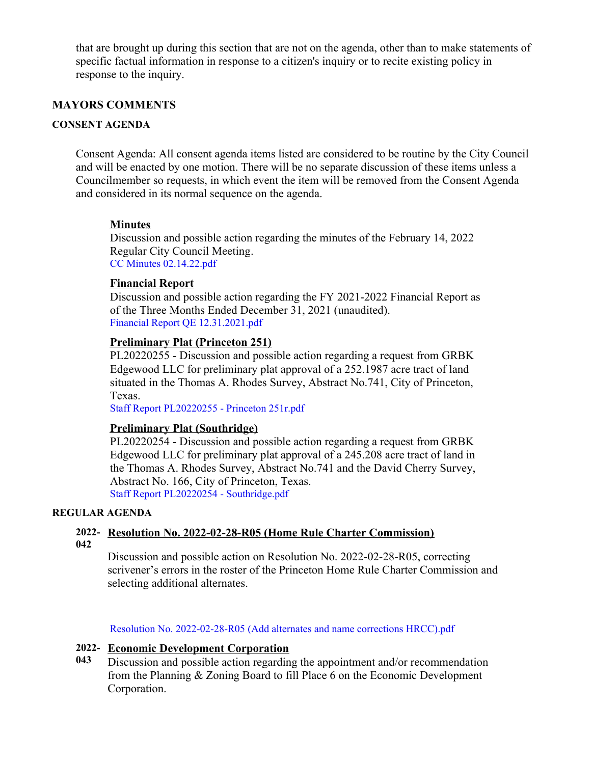that are brought up during this section that are not on the agenda, other than to make statements of specific factual information in response to a citizen's inquiry or to recite existing policy in response to the inquiry.

## MAYORS COMMENTS

### CONSENT AGENDA

Consent Agenda: All consent agenda items listed are considered to be routine by the City Council and will be enacted by one motion. There will be no separate discussion of these items unless a Councilmember so requests, in which event the item will be removed from the Consent Agenda and considered in its normal sequence on the agenda.

**Minutes**

Discussion and possible action regarding the minutes of the February 14, 2022 Regular City Council Meeting.

CC Minutes 02.14.22.pdf

**Financial Report**

Discussion and possible action regarding the FY 2021-2022 Financial Report as of the Three Months Ended December 31, 2021 (unaudited).

Financial Report QE 12.31.2021.pdf

**Preliminary Plat (Princeton 251)**

PL20220255 - Discussion and possible action regarding a request from GRBK Edgewood LLC for preliminary plat approval of a 252.1987 acre tract of land situated in the Thomas A. Rhodes Survey, Abstract No.741, City of Princeton, Texas.

Staff Report PL20220255 - Princeton 251r.pdf

**Preliminary Plat (Southridge)**

PL20220254 - Discussion and possible action regarding a request from GRBK Edgewood LLC for preliminary plat approval of a 245.208 acre tract of land in the Thomas A. Rhodes Survey, Abstract No.741 and the David Cherry Survey, Abstract No. 166, City of Princeton, Texas.

Staff Report PL20220254 - Southridge.pdf

### REGULAR AGENDA

**2022-042** **Resolution No. 2022-02-28-R05 (Home Rule Charter Commission)**

Discussion and possible action on Resolution No. 2022-02-28-R05, correcting scrivener's errors in the roster of the Princeton Home Rule Charter Commission and selecting additional alternates.

Resolution No. 2022-02-28-R05 (Add alternates and name corrections HRCC).pdf

**2022-043** **Economic Development Corporation**

Discussion and possible action regarding the appointment and/or recommendation from the Planning & Zoning Board to fill Place 6 on the Economic Development Corporation.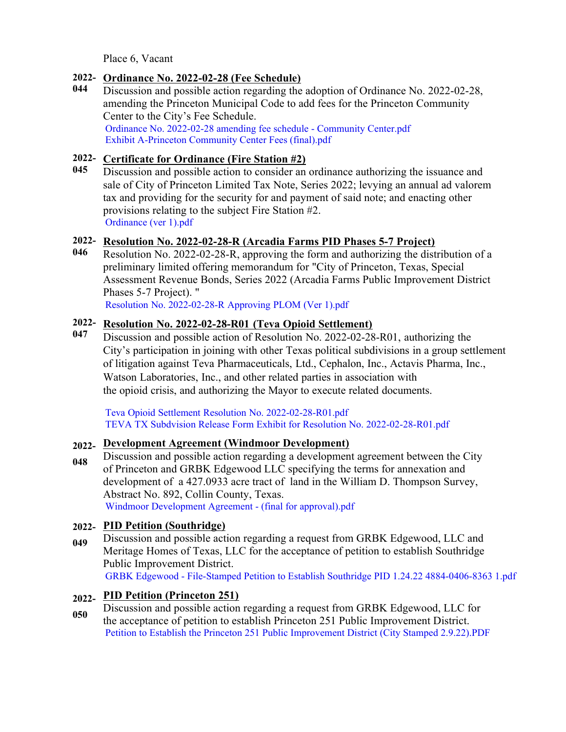Place 6, Vacant

**2022-044** **Ordinance No. 2022-02-28 (Fee Schedule)**

Discussion and possible action regarding the adoption of Ordinance No. 2022-02-28, amending the Princeton Municipal Code to add fees for the Princeton Community Center to the City's Fee Schedule.

Ordinance No. 2022-02-28 amending fee schedule - Community Center.pdf
Exhibit A-Princeton Community Center Fees (final).pdf

**2022-045** **Certificate for Ordinance (Fire Station #2)**

Discussion and possible action to consider an ordinance authorizing the issuance and sale of City of Princeton Limited Tax Note, Series 2022; levying an annual ad valorem tax and providing for the security for and payment of said note; and enacting other provisions relating to the subject Fire Station #2.

Ordinance (ver 1).pdf

**2022-046** **Resolution No. 2022-02-28-R (Arcadia Farms PID Phases 5-7 Project)**

Resolution No. 2022-02-28-R, approving the form and authorizing the distribution of a preliminary limited offering memorandum for "City of Princeton, Texas, Special Assessment Revenue Bonds, Series 2022 (Arcadia Farms Public Improvement District Phases 5-7 Project). "

Resolution No. 2022-02-28-R Approving PLOM (Ver 1).pdf

**2022-047** **Resolution No. 2022-02-28-R01 (Teva Opioid Settlement)**

Discussion and possible action of Resolution No. 2022-02-28-R01, authorizing the City's participation in joining with other Texas political subdivisions in a group settlement of litigation against Teva Pharmaceuticals, Ltd., Cephalon, Inc., Actavis Pharma, Inc., Watson Laboratories, Inc., and other related parties in association with the opioid crisis, and authorizing the Mayor to execute related documents.

Teva Opioid Settlement Resolution No. 2022-02-28-R01.pdf
TEVA TX Subdvision Release Form Exhibit for Resolution No. 2022-02-28-R01.pdf

**2022-048** **Development Agreement (Windmoor Development)**

Discussion and possible action regarding a development agreement between the City of Princeton and GRBK Edgewood LLC specifying the terms for annexation and development of a 427.0933 acre tract of land in the William D. Thompson Survey, Abstract No. 892, Collin County, Texas.

Windmoor Development Agreement - (final for approval).pdf

**2022-049** **PID Petition (Southridge)**

Discussion and possible action regarding a request from GRBK Edgewood, LLC and Meritage Homes of Texas, LLC for the acceptance of petition to establish Southridge Public Improvement District.

GRBK Edgewood - File-Stamped Petition to Establish Southridge PID 1.24.22 4884-0406-8363 1.pdf

**2022-050** **PID Petition (Princeton 251)**

Discussion and possible action regarding a request from GRBK Edgewood, LLC for the acceptance of petition to establish Princeton 251 Public Improvement District.

Petition to Establish the Princeton 251 Public Improvement District (City Stamped 2.9.22).PDF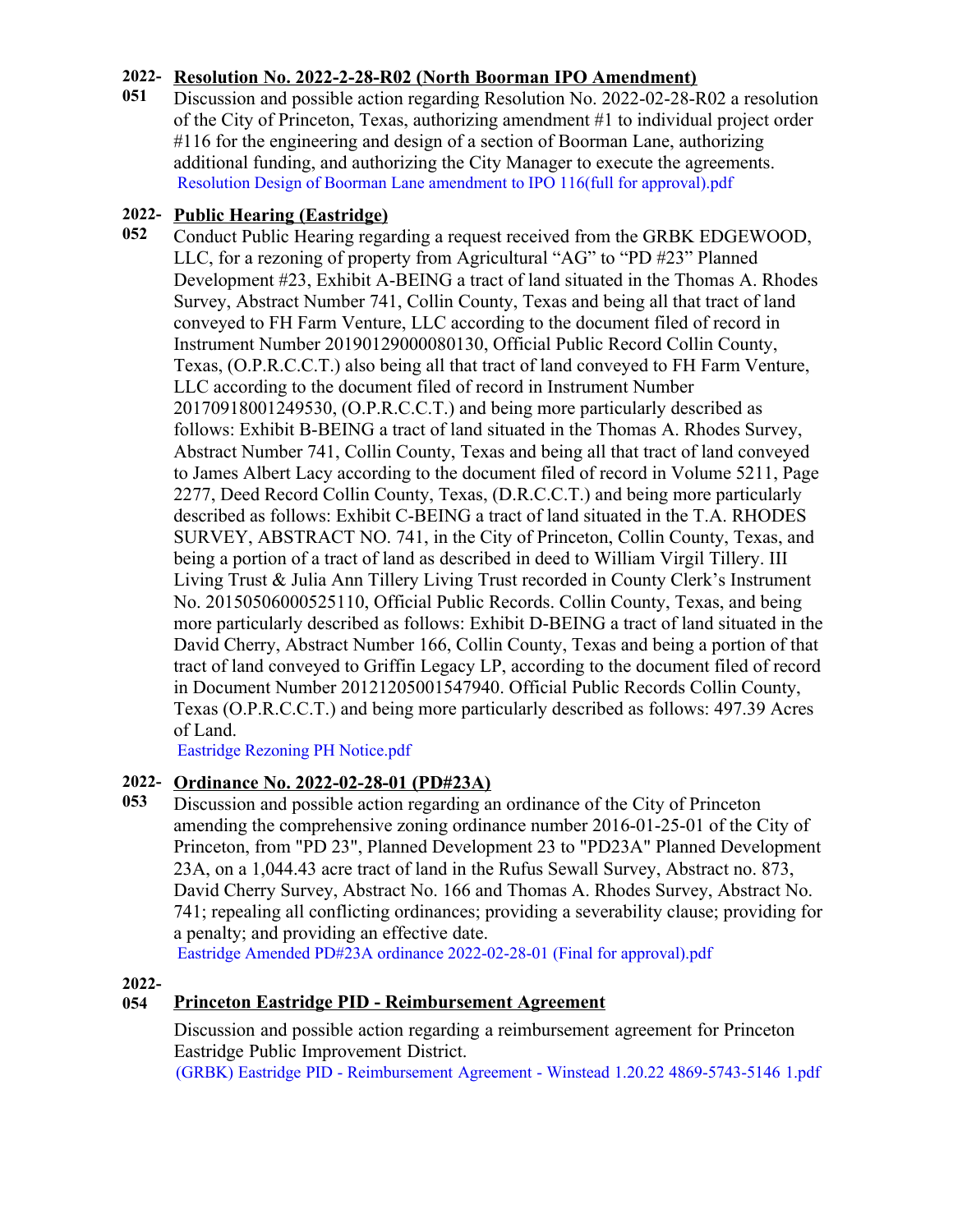**2022-051** **Resolution No. 2022-2-28-R02 (North Boorman IPO Amendment)**

Discussion and possible action regarding Resolution No. 2022-02-28-R02 a resolution of the City of Princeton, Texas, authorizing amendment #1 to individual project order #116 for the engineering and design of a section of Boorman Lane, authorizing additional funding, and authorizing the City Manager to execute the agreements.

Resolution Design of Boorman Lane amendment to IPO 116(full for approval).pdf

**2022-052** **Public Hearing (Eastridge)**

Conduct Public Hearing regarding a request received from the GRBK EDGEWOOD, LLC, for a rezoning of property from Agricultural “AG” to “PD #23” Planned Development #23, Exhibit A-BEING a tract of land situated in the Thomas A. Rhodes Survey, Abstract Number 741, Collin County, Texas and being all that tract of land conveyed to FH Farm Venture, LLC according to the document filed of record in Instrument Number 20190129000080130, Official Public Record Collin County, Texas, (O.P.R.C.C.T.) also being all that tract of land conveyed to FH Farm Venture, LLC according to the document filed of record in Instrument Number 20170918001249530, (O.P.R.C.C.T.) and being more particularly described as follows: Exhibit B-BEING a tract of land situated in the Thomas A. Rhodes Survey, Abstract Number 741, Collin County, Texas and being all that tract of land conveyed to James Albert Lacy according to the document filed of record in Volume 5211, Page 2277, Deed Record Collin County, Texas, (D.R.C.C.T.) and being more particularly described as follows: Exhibit C-BEING a tract of land situated in the T.A. RHODES SURVEY, ABSTRACT NO. 741, in the City of Princeton, Collin County, Texas, and being a portion of a tract of land as described in deed to William Virgil Tillery. III Living Trust & Julia Ann Tillery Living Trust recorded in County Clerk’s Instrument No. 20150506000525110, Official Public Records. Collin County, Texas, and being more particularly described as follows: Exhibit D-BEING a tract of land situated in the David Cherry, Abstract Number 166, Collin County, Texas and being a portion of that tract of land conveyed to Griffin Legacy LP, according to the document filed of record in Document Number 20121205001547940. Official Public Records Collin County, Texas (O.P.R.C.C.T.) and being more particularly described as follows: 497.39 Acres of Land.

Eastridge Rezoning PH Notice.pdf

**2022-053** **Ordinance No. 2022-02-28-01 (PD#23A)**

Discussion and possible action regarding an ordinance of the City of Princeton amending the comprehensive zoning ordinance number 2016-01-25-01 of the City of Princeton, from "PD 23", Planned Development 23 to "PD23A" Planned Development 23A, on a 1,044.43 acre tract of land in the Rufus Sewall Survey, Abstract no. 873, David Cherry Survey, Abstract No. 166 and Thomas A. Rhodes Survey, Abstract No. 741; repealing all conflicting ordinances; providing a severability clause; providing for a penalty; and providing an effective date.

Eastridge Amended PD#23A ordinance 2022-02-28-01 (Final for approval).pdf

**2022-054** **Princeton Eastridge PID - Reimbursement Agreement**

Discussion and possible action regarding a reimbursement agreement for Princeton Eastridge Public Improvement District.

(GRBK) Eastridge PID - Reimbursement Agreement - Winstead 1.20.22 4869-5743-5146 1.pdf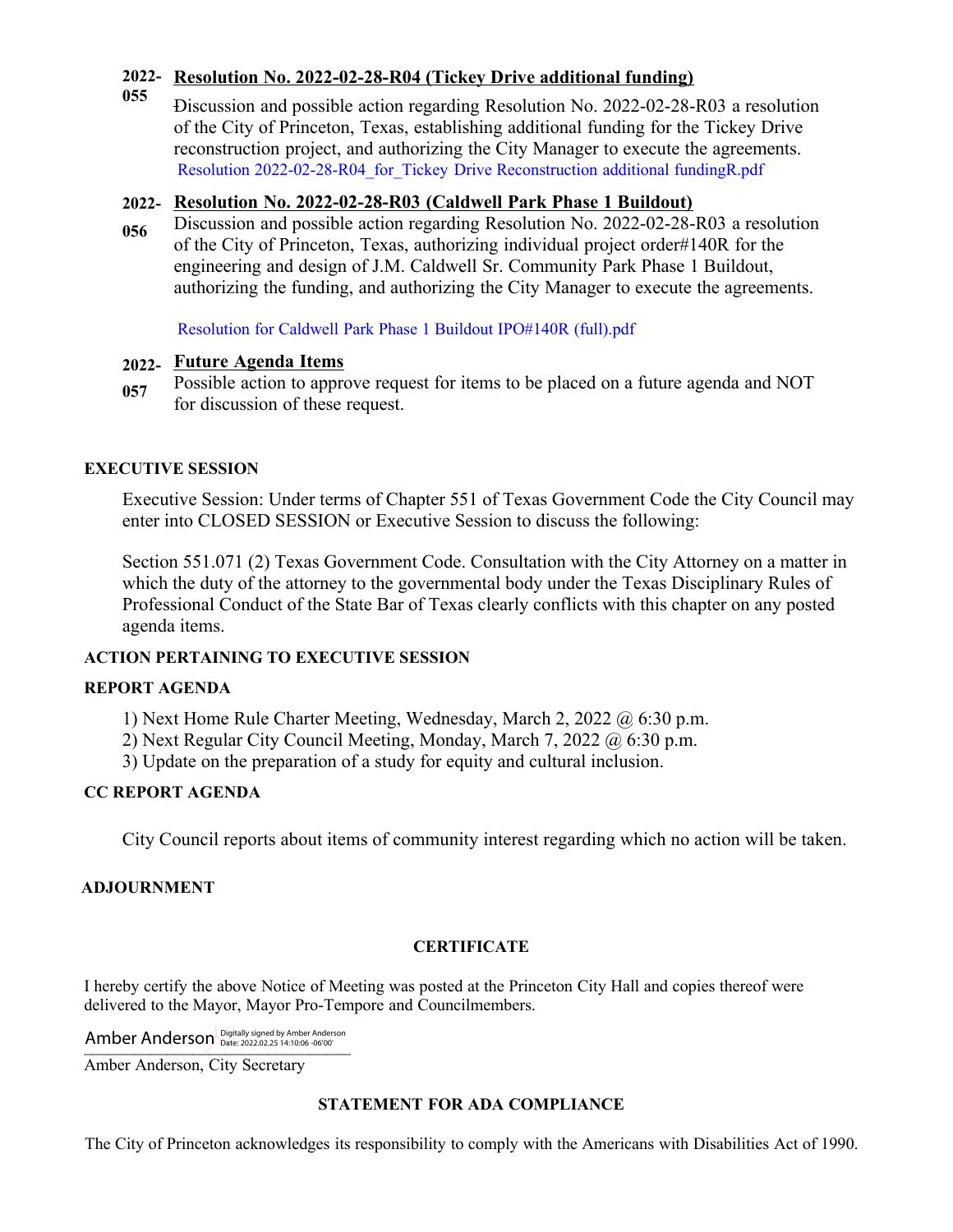**2022-055** **Resolution No. 2022-02-28-R04 (Tickey Drive additional funding)**

Discussion and possible action regarding Resolution No. 2022-02-28-R03 a resolution of the City of Princeton, Texas, establishing additional funding for the Tickey Drive reconstruction project, and authorizing the City Manager to execute the agreements.

Resolution 2022-02-28-R04_for_Tickey Drive Reconstruction additional fundingR.pdf

**2022-056** **Resolution No. 2022-02-28-R03 (Caldwell Park Phase 1 Buildout)**

Discussion and possible action regarding Resolution No. 2022-02-28-R03 a resolution of the City of Princeton, Texas, authorizing individual project order#140R for the engineering and design of J.M. Caldwell Sr. Community Park Phase 1 Buildout, authorizing the funding, and authorizing the City Manager to execute the agreements.

Resolution for Caldwell Park Phase 1 Buildout IPO#140R (full).pdf

**2022-057** **Future Agenda Items**

Possible action to approve request for items to be placed on a future agenda and NOT for discussion of these request.

**EXECUTIVE SESSION**

Executive Session: Under terms of Chapter 551 of Texas Government Code the City Council may enter into CLOSED SESSION or Executive Session to discuss the following:

Section 551.071 (2) Texas Government Code. Consultation with the City Attorney on a matter in which the duty of the attorney to the governmental body under the Texas Disciplinary Rules of Professional Conduct of the State Bar of Texas clearly conflicts with this chapter on any posted agenda items.

**ACTION PERTAINING TO EXECUTIVE SESSION**

**REPORT AGENDA**

1) Next Home Rule Charter Meeting, Wednesday, March 2, 2022 @ 6:30 p.m.
2) Next Regular City Council Meeting, Monday, March 7, 2022 @ 6:30 p.m.
3) Update on the preparation of a study for equity and cultural inclusion.

**CC REPORT AGENDA**

City Council reports about items of community interest regarding which no action will be taken.

**ADJOURNMENT**

**CERTIFICATE**

I hereby certify the above Notice of Meeting was posted at the Princeton City Hall and copies thereof were delivered to the Mayor, Mayor Pro-Tempore and Councilmembers.

Amber Anderson Digitally signed by Amber Anderson Date: 2022.02.25 14:10:06 -06'00'

Amber Anderson, City Secretary

**STATEMENT FOR ADA COMPLIANCE**

The City of Princeton acknowledges its responsibility to comply with the Americans with Disabilities Act of 1990.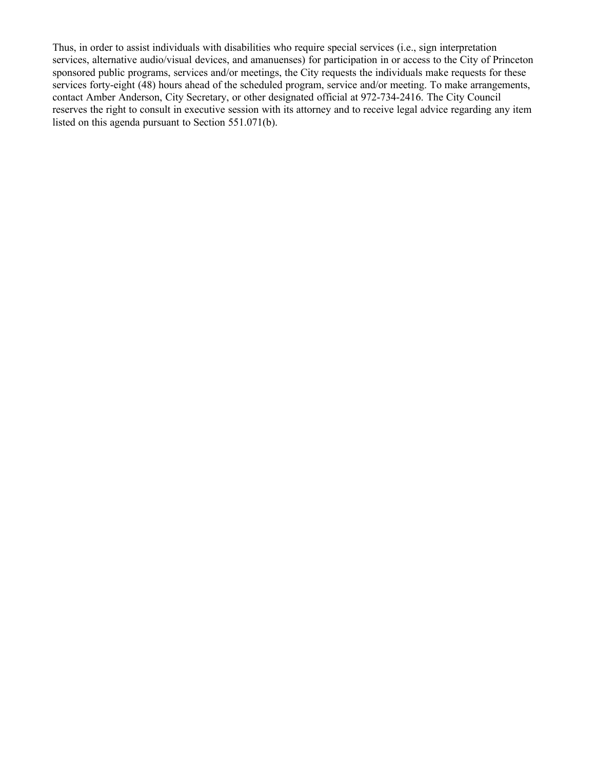Thus, in order to assist individuals with disabilities who require special services (i.e., sign interpretation services, alternative audio/visual devices, and amanuenses) for participation in or access to the City of Princeton sponsored public programs, services and/or meetings, the City requests the individuals make requests for these services forty-eight (48) hours ahead of the scheduled program, service and/or meeting. To make arrangements, contact Amber Anderson, City Secretary, or other designated official at 972-734-2416. The City Council reserves the right to consult in executive session with its attorney and to receive legal advice regarding any item listed on this agenda pursuant to Section 551.071(b).